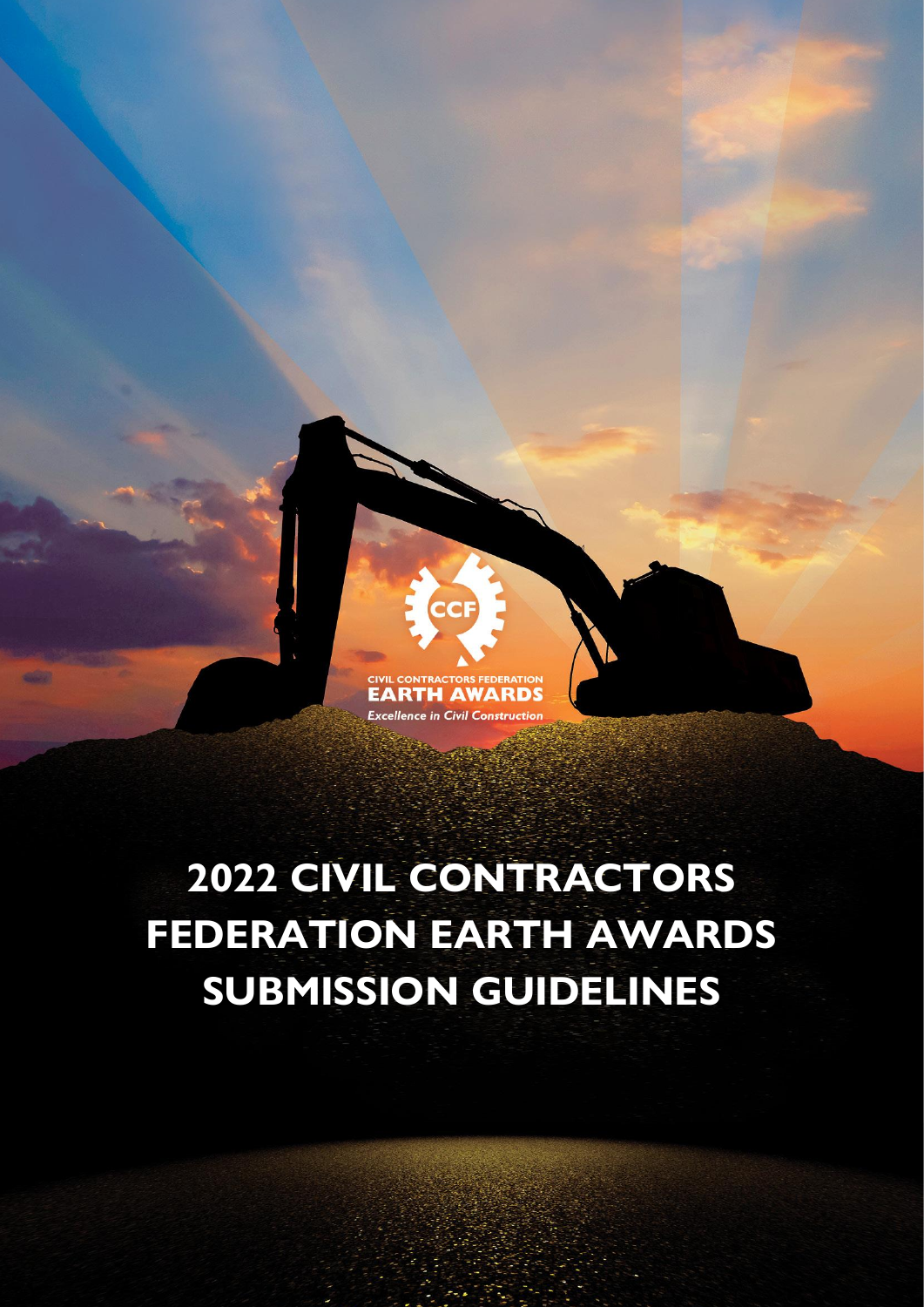CCF

CIVIL CONTRACTORS FEDERATION

EARTH AWARDS

*Excellence in Civil Construction*

# 2022 CIVIL CONTRACTORS FEDERATION EARTH AWARDS SUBMISSION GUIDELINES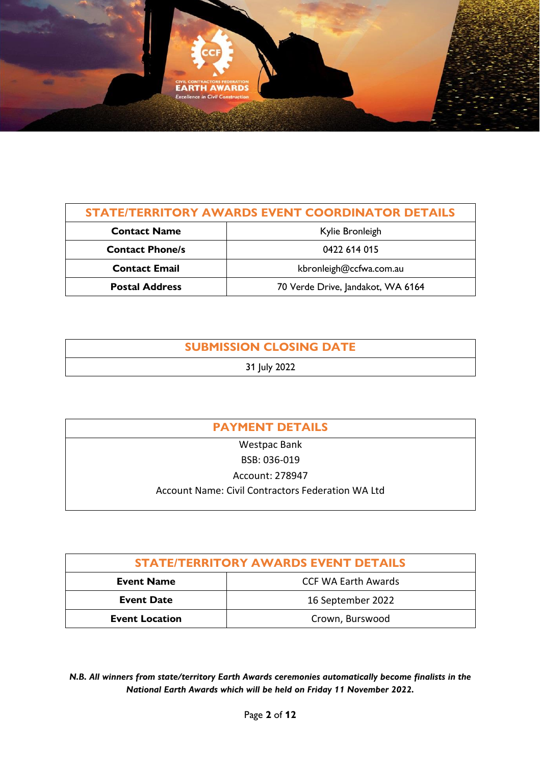| STATE/TERRITORY AWARDS EVENT COORDINATOR DETAILS | |
|---|---|
| **Contact Name** | Kylie Bronleigh |
| **Contact Phone/s** | 0422 614 015 |
| **Contact Email** | kbronleigh@ccfwa.com.au |
| **Postal Address** | 70 Verde Drive, Jandakot, WA 6164 |

| SUBMISSION CLOSING DATE |
|---|
| 31 July 2022 |

| PAYMENT DETAILS |
|---|
| Westpac Bank<br>BSB: 036-019<br>Account: 278947<br>Account Name: Civil Contractors Federation WA Ltd |

| STATE/TERRITORY AWARDS EVENT DETAILS | |
|---|---|
| **Event Name** | CCF WA Earth Awards |
| **Event Date** | 16 September 2022 |
| **Event Location** | Crown, Burswood |

***N.B. All winners from state/territory Earth Awards ceremonies automatically become finalists in the National Earth Awards which will be held on Friday 11 November 2022.***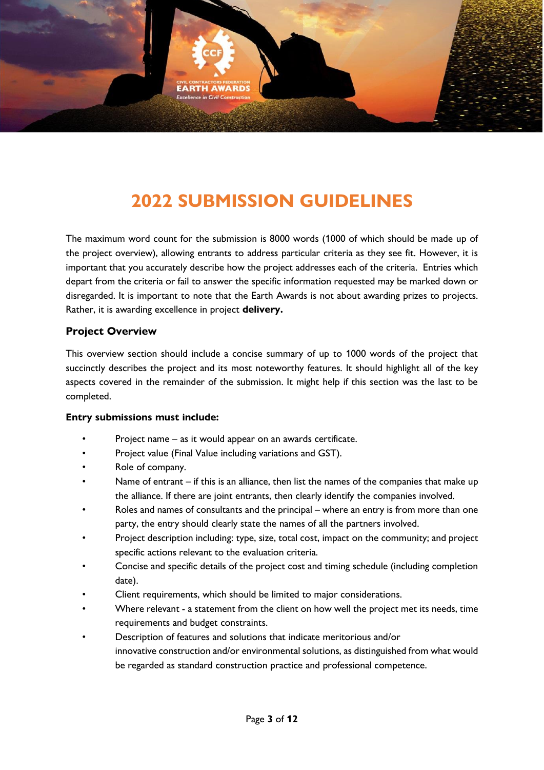# 2022 SUBMISSION GUIDELINES

The maximum word count for the submission is 8000 words (1000 of which should be made up of the project overview), allowing entrants to address particular criteria as they see fit. However, it is important that you accurately describe how the project addresses each of the criteria. Entries which depart from the criteria or fail to answer the specific information requested may be marked down or disregarded. It is important to note that the Earth Awards is not about awarding prizes to projects. Rather, it is awarding excellence in project **delivery.**

## Project Overview

This overview section should include a concise summary of up to 1000 words of the project that succinctly describes the project and its most noteworthy features. It should highlight all of the key aspects covered in the remainder of the submission. It might help if this section was the last to be completed.

**Entry submissions must include:**

- Project name – as it would appear on an awards certificate.
- Project value (Final Value including variations and GST).
- Role of company.
- Name of entrant – if this is an alliance, then list the names of the companies that make up the alliance. If there are joint entrants, then clearly identify the companies involved.
- Roles and names of consultants and the principal – where an entry is from more than one party, the entry should clearly state the names of all the partners involved.
- Project description including: type, size, total cost, impact on the community; and project specific actions relevant to the evaluation criteria.
- Concise and specific details of the project cost and timing schedule (including completion date).
- Client requirements, which should be limited to major considerations.
- Where relevant - a statement from the client on how well the project met its needs, time requirements and budget constraints.
- Description of features and solutions that indicate meritorious and/or innovative construction and/or environmental solutions, as distinguished from what would be regarded as standard construction practice and professional competence.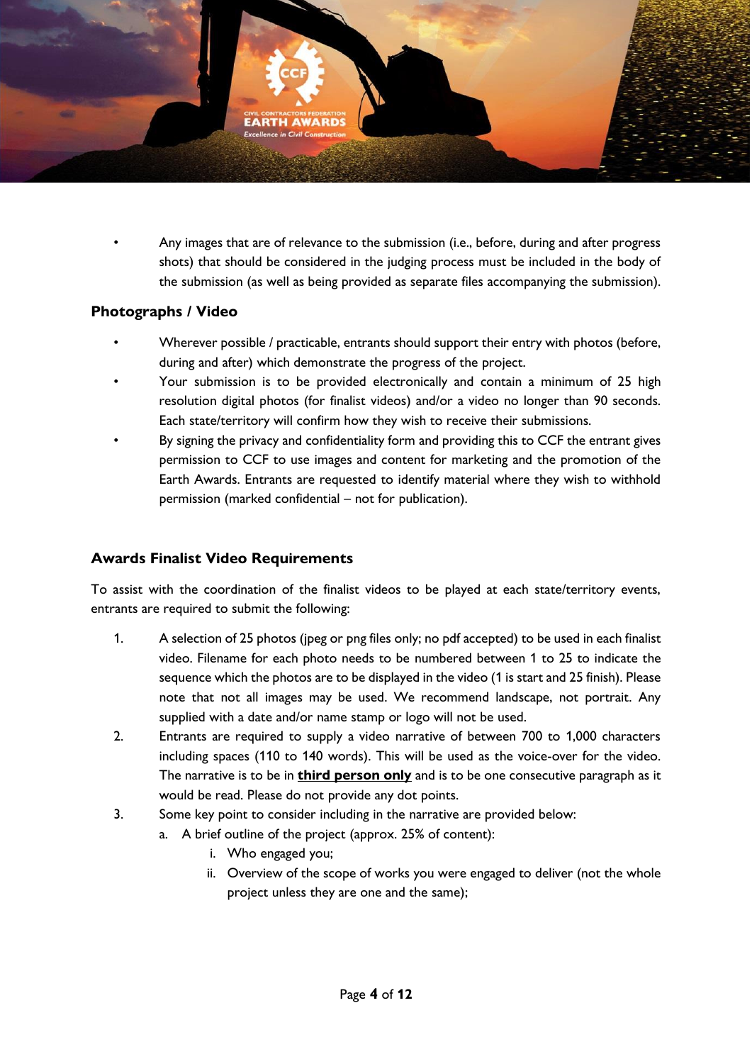- Any images that are of relevance to the submission (i.e., before, during and after progress shots) that should be considered in the judging process must be included in the body of the submission (as well as being provided as separate files accompanying the submission).

### Photographs / Video

- Wherever possible / practicable, entrants should support their entry with photos (before, during and after) which demonstrate the progress of the project.
- Your submission is to be provided electronically and contain a minimum of 25 high resolution digital photos (for finalist videos) and/or a video no longer than 90 seconds. Each state/territory will confirm how they wish to receive their submissions.
- By signing the privacy and confidentiality form and providing this to CCF the entrant gives permission to CCF to use images and content for marketing and the promotion of the Earth Awards. Entrants are requested to identify material where they wish to withhold permission (marked confidential – not for publication).

### Awards Finalist Video Requirements

To assist with the coordination of the finalist videos to be played at each state/territory events, entrants are required to submit the following:

1. A selection of 25 photos (jpeg or png files only; no pdf accepted) to be used in each finalist video. Filename for each photo needs to be numbered between 1 to 25 to indicate the sequence which the photos are to be displayed in the video (1 is start and 25 finish). Please note that not all images may be used. We recommend landscape, not portrait. Any supplied with a date and/or name stamp or logo will not be used.
2. Entrants are required to supply a video narrative of between 700 to 1,000 characters including spaces (110 to 140 words). This will be used as the voice-over for the video. The narrative is to be in **third person only** and is to be one consecutive paragraph as it would be read. Please do not provide any dot points.
3. Some key point to consider including in the narrative are provided below:
   a. A brief outline of the project (approx. 25% of content):
      i. Who engaged you;
      ii. Overview of the scope of works you were engaged to deliver (not the whole project unless they are one and the same);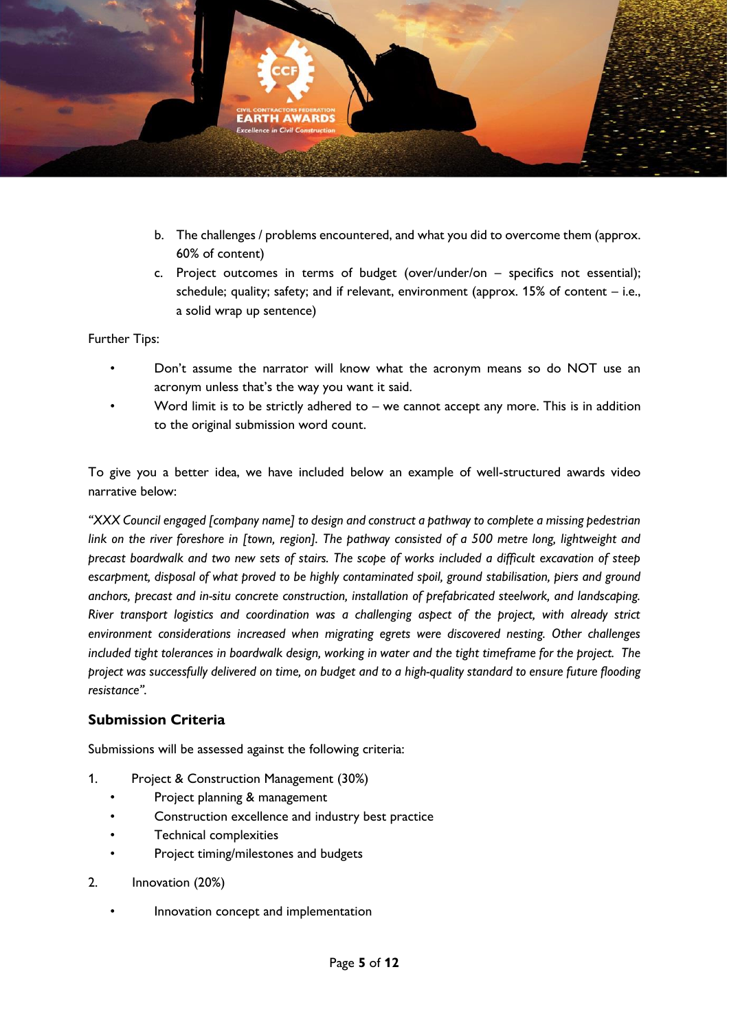b. The challenges / problems encountered, and what you did to overcome them (approx. 60% of content)
c. Project outcomes in terms of budget (over/under/on – specifics not essential); schedule; quality; safety; and if relevant, environment (approx. 15% of content – i.e., a solid wrap up sentence)

Further Tips:

- Don't assume the narrator will know what the acronym means so do NOT use an acronym unless that's the way you want it said.
- Word limit is to be strictly adhered to – we cannot accept any more. This is in addition to the original submission word count.

To give you a better idea, we have included below an example of well-structured awards video narrative below:

*"XXX Council engaged [company name] to design and construct a pathway to complete a missing pedestrian link on the river foreshore in [town, region]. The pathway consisted of a 500 metre long, lightweight and precast boardwalk and two new sets of stairs. The scope of works included a difficult excavation of steep escarpment, disposal of what proved to be highly contaminated spoil, ground stabilisation, piers and ground anchors, precast and in-situ concrete construction, installation of prefabricated steelwork, and landscaping. River transport logistics and coordination was a challenging aspect of the project, with already strict environment considerations increased when migrating egrets were discovered nesting. Other challenges included tight tolerances in boardwalk design, working in water and the tight timeframe for the project. The project was successfully delivered on time, on budget and to a high-quality standard to ensure future flooding resistance".*

## Submission Criteria

Submissions will be assessed against the following criteria:

1. Project & Construction Management (30%)
   - Project planning & management
   - Construction excellence and industry best practice
   - Technical complexities
   - Project timing/milestones and budgets
2. Innovation (20%)
   - Innovation concept and implementation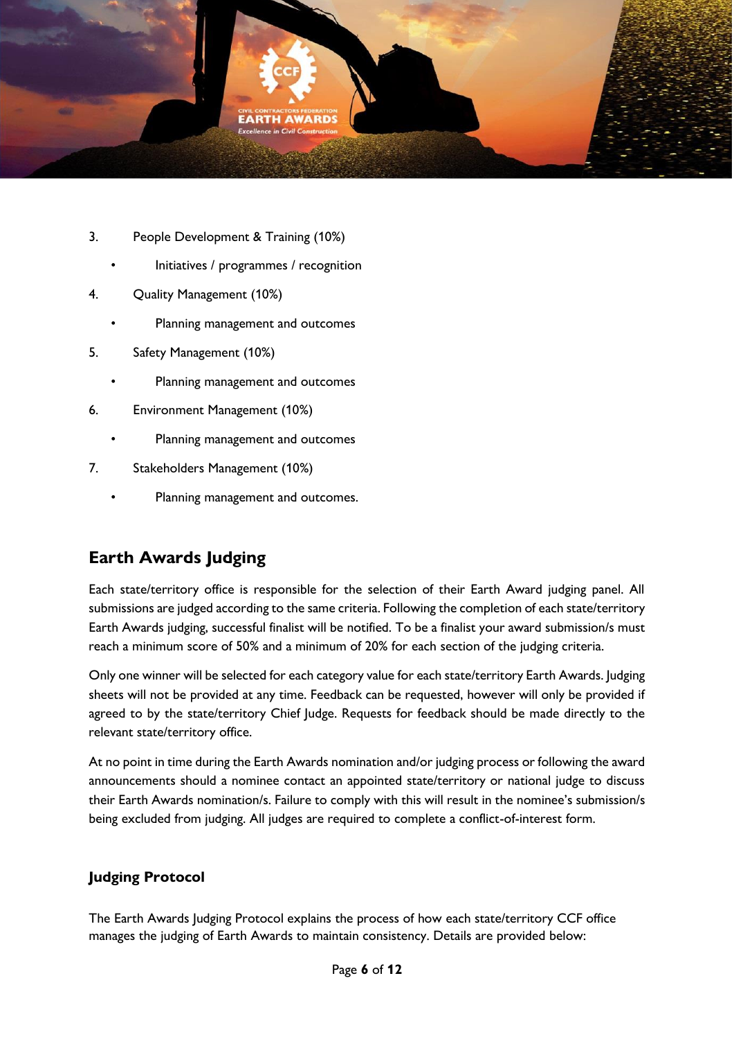3. People Development & Training (10%)
   - Initiatives / programmes / recognition
4. Quality Management (10%)
   - Planning management and outcomes
5. Safety Management (10%)
   - Planning management and outcomes
6. Environment Management (10%)
   - Planning management and outcomes
7. Stakeholders Management (10%)
   - Planning management and outcomes.

## Earth Awards Judging

Each state/territory office is responsible for the selection of their Earth Award judging panel. All submissions are judged according to the same criteria. Following the completion of each state/territory Earth Awards judging, successful finalist will be notified. To be a finalist your award submission/s must reach a minimum score of 50% and a minimum of 20% for each section of the judging criteria.

Only one winner will be selected for each category value for each state/territory Earth Awards. Judging sheets will not be provided at any time. Feedback can be requested, however will only be provided if agreed to by the state/territory Chief Judge. Requests for feedback should be made directly to the relevant state/territory office.

At no point in time during the Earth Awards nomination and/or judging process or following the award announcements should a nominee contact an appointed state/territory or national judge to discuss their Earth Awards nomination/s. Failure to comply with this will result in the nominee's submission/s being excluded from judging. All judges are required to complete a conflict-of-interest form.

### Judging Protocol

The Earth Awards Judging Protocol explains the process of how each state/territory CCF office manages the judging of Earth Awards to maintain consistency. Details are provided below: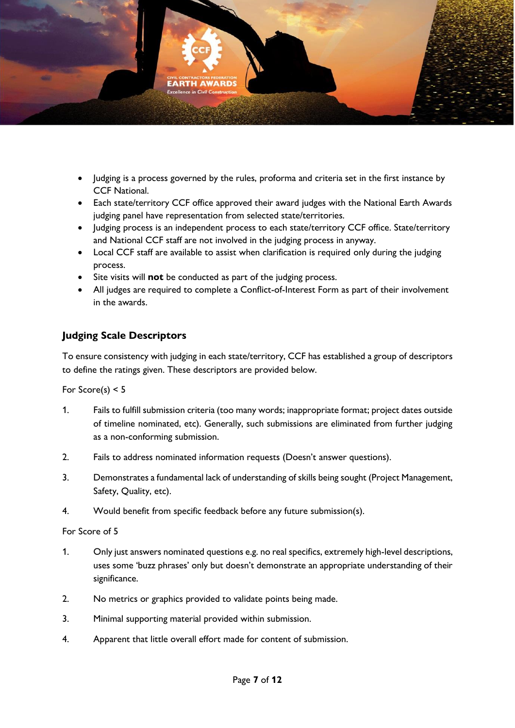- Judging is a process governed by the rules, proforma and criteria set in the first instance by CCF National.
- Each state/territory CCF office approved their award judges with the National Earth Awards judging panel have representation from selected state/territories.
- Judging process is an independent process to each state/territory CCF office. State/territory and National CCF staff are not involved in the judging process in anyway.
- Local CCF staff are available to assist when clarification is required only during the judging process.
- Site visits will **not** be conducted as part of the judging process.
- All judges are required to complete a Conflict-of-Interest Form as part of their involvement in the awards.

## Judging Scale Descriptors

To ensure consistency with judging in each state/territory, CCF has established a group of descriptors to define the ratings given. These descriptors are provided below.

For Score(s) < 5

1. Fails to fulfill submission criteria (too many words; inappropriate format; project dates outside of timeline nominated, etc). Generally, such submissions are eliminated from further judging as a non-conforming submission.
2. Fails to address nominated information requests (Doesn't answer questions).
3. Demonstrates a fundamental lack of understanding of skills being sought (Project Management, Safety, Quality, etc).
4. Would benefit from specific feedback before any future submission(s).

For Score of 5

1. Only just answers nominated questions e.g. no real specifics, extremely high-level descriptions, uses some 'buzz phrases' only but doesn't demonstrate an appropriate understanding of their significance.
2. No metrics or graphics provided to validate points being made.
3. Minimal supporting material provided within submission.
4. Apparent that little overall effort made for content of submission.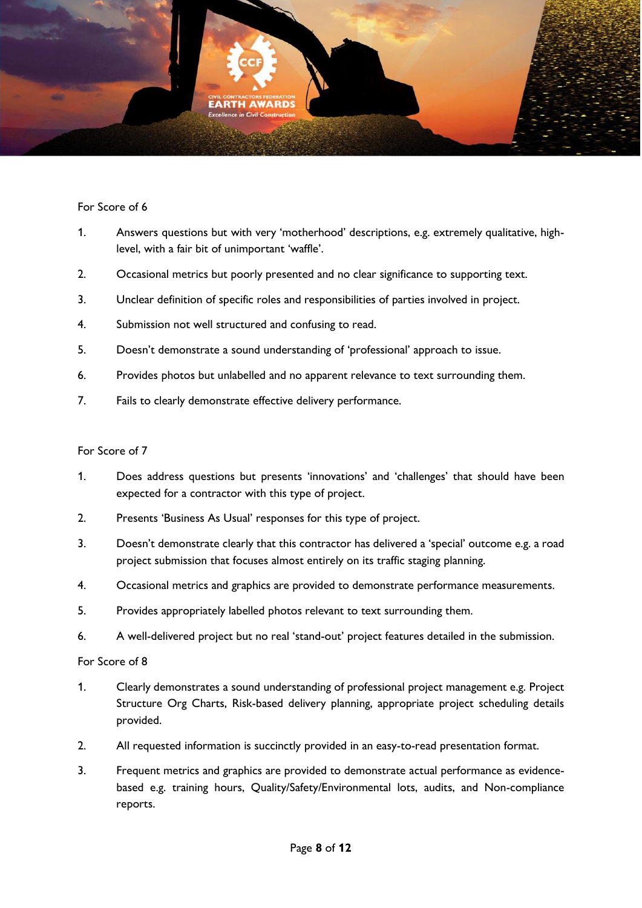For Score of 6

1. Answers questions but with very ‘motherhood’ descriptions, e.g. extremely qualitative, high-level, with a fair bit of unimportant ‘waffle’.
2. Occasional metrics but poorly presented and no clear significance to supporting text.
3. Unclear definition of specific roles and responsibilities of parties involved in project.
4. Submission not well structured and confusing to read.
5. Doesn’t demonstrate a sound understanding of ‘professional’ approach to issue.
6. Provides photos but unlabelled and no apparent relevance to text surrounding them.
7. Fails to clearly demonstrate effective delivery performance.

For Score of 7

1. Does address questions but presents ‘innovations’ and ‘challenges’ that should have been expected for a contractor with this type of project.
2. Presents ‘Business As Usual’ responses for this type of project.
3. Doesn’t demonstrate clearly that this contractor has delivered a ‘special’ outcome e.g. a road project submission that focuses almost entirely on its traffic staging planning.
4. Occasional metrics and graphics are provided to demonstrate performance measurements.
5. Provides appropriately labelled photos relevant to text surrounding them.
6. A well-delivered project but no real ‘stand-out’ project features detailed in the submission.

For Score of 8

1. Clearly demonstrates a sound understanding of professional project management e.g. Project Structure Org Charts, Risk-based delivery planning, appropriate project scheduling details provided.
2. All requested information is succinctly provided in an easy-to-read presentation format.
3. Frequent metrics and graphics are provided to demonstrate actual performance as evidence-based e.g. training hours, Quality/Safety/Environmental lots, audits, and Non-compliance reports.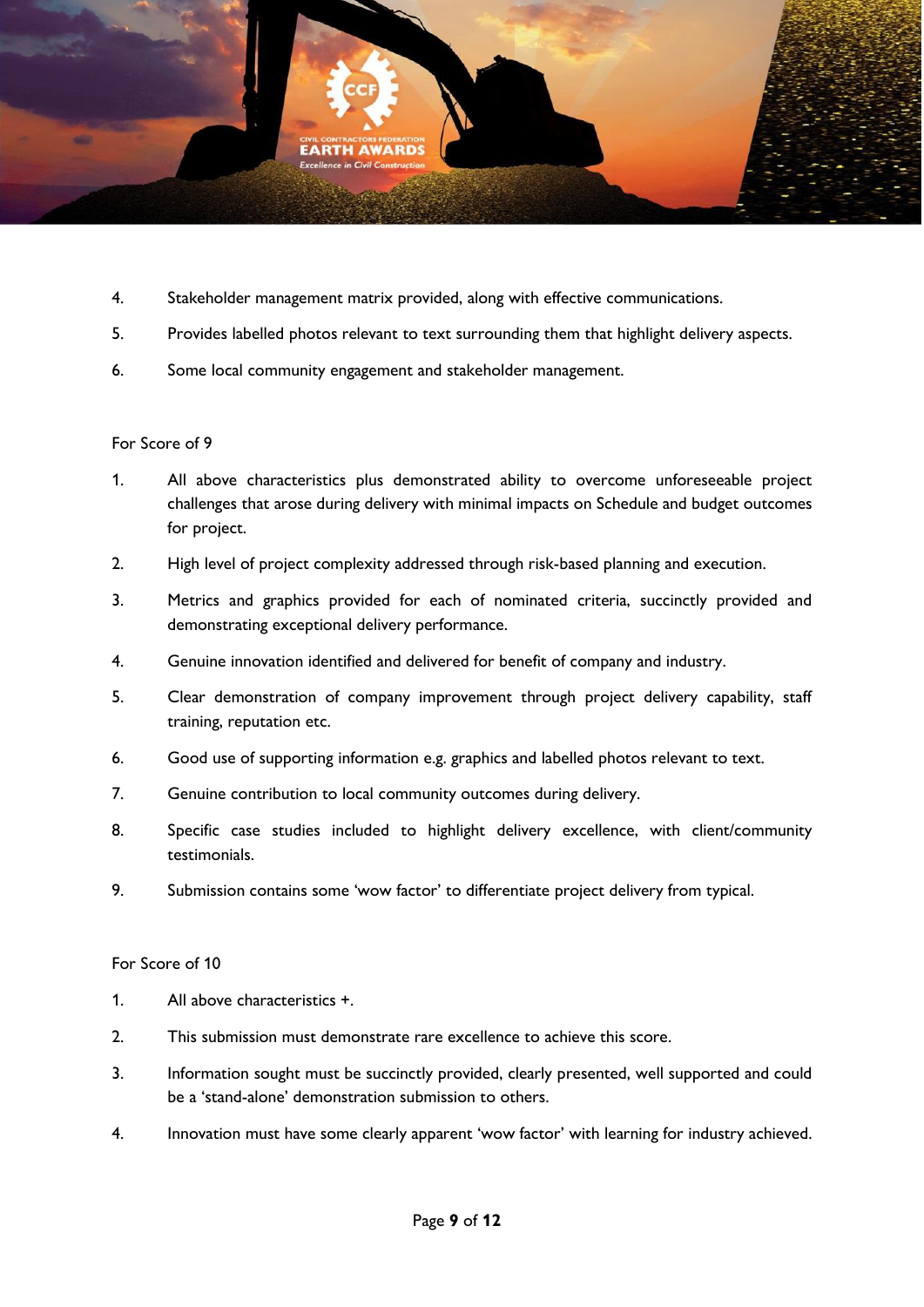4. Stakeholder management matrix provided, along with effective communications.
5. Provides labelled photos relevant to text surrounding them that highlight delivery aspects.
6. Some local community engagement and stakeholder management.

For Score of 9

1. All above characteristics plus demonstrated ability to overcome unforeseeable project challenges that arose during delivery with minimal impacts on Schedule and budget outcomes for project.
2. High level of project complexity addressed through risk-based planning and execution.
3. Metrics and graphics provided for each of nominated criteria, succinctly provided and demonstrating exceptional delivery performance.
4. Genuine innovation identified and delivered for benefit of company and industry.
5. Clear demonstration of company improvement through project delivery capability, staff training, reputation etc.
6. Good use of supporting information e.g. graphics and labelled photos relevant to text.
7. Genuine contribution to local community outcomes during delivery.
8. Specific case studies included to highlight delivery excellence, with client/community testimonials.
9. Submission contains some 'wow factor' to differentiate project delivery from typical.

For Score of 10

1. All above characteristics +.
2. This submission must demonstrate rare excellence to achieve this score.
3. Information sought must be succinctly provided, clearly presented, well supported and could be a 'stand-alone' demonstration submission to others.
4. Innovation must have some clearly apparent 'wow factor' with learning for industry achieved.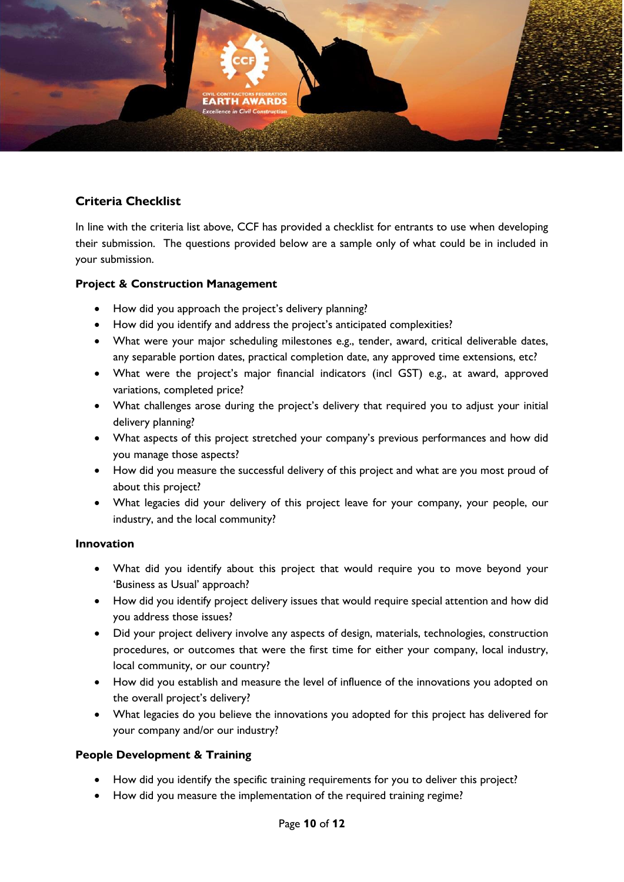## Criteria Checklist

In line with the criteria list above, CCF has provided a checklist for entrants to use when developing their submission. The questions provided below are a sample only of what could be in included in your submission.

### Project & Construction Management

- How did you approach the project's delivery planning?
- How did you identify and address the project's anticipated complexities?
- What were your major scheduling milestones e.g., tender, award, critical deliverable dates, any separable portion dates, practical completion date, any approved time extensions, etc?
- What were the project's major financial indicators (incl GST) e.g., at award, approved variations, completed price?
- What challenges arose during the project's delivery that required you to adjust your initial delivery planning?
- What aspects of this project stretched your company's previous performances and how did you manage those aspects?
- How did you measure the successful delivery of this project and what are you most proud of about this project?
- What legacies did your delivery of this project leave for your company, your people, our industry, and the local community?

### Innovation

- What did you identify about this project that would require you to move beyond your 'Business as Usual' approach?
- How did you identify project delivery issues that would require special attention and how did you address those issues?
- Did your project delivery involve any aspects of design, materials, technologies, construction procedures, or outcomes that were the first time for either your company, local industry, local community, or our country?
- How did you establish and measure the level of influence of the innovations you adopted on the overall project's delivery?
- What legacies do you believe the innovations you adopted for this project has delivered for your company and/or our industry?

### People Development & Training

- How did you identify the specific training requirements for you to deliver this project?
- How did you measure the implementation of the required training regime?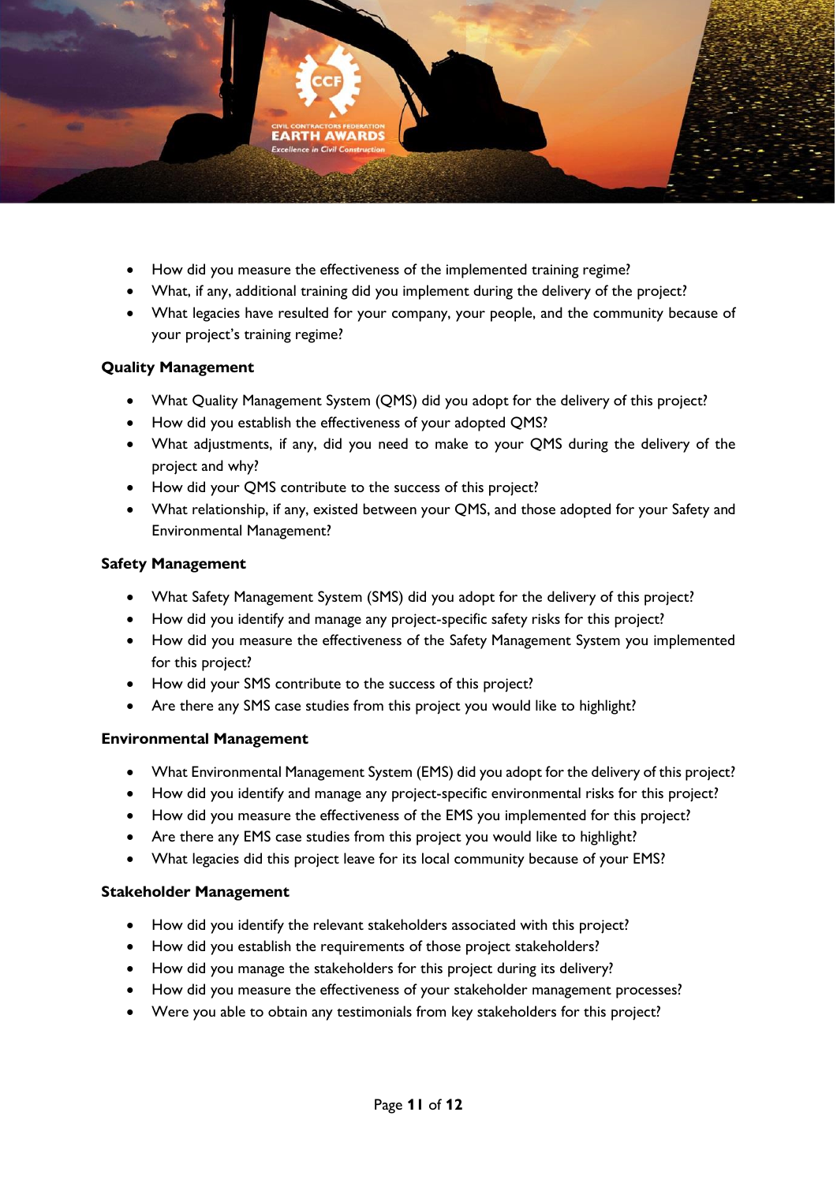- How did you measure the effectiveness of the implemented training regime?
- What, if any, additional training did you implement during the delivery of the project?
- What legacies have resulted for your company, your people, and the community because of your project's training regime?

### Quality Management

- What Quality Management System (QMS) did you adopt for the delivery of this project?
- How did you establish the effectiveness of your adopted QMS?
- What adjustments, if any, did you need to make to your QMS during the delivery of the project and why?
- How did your QMS contribute to the success of this project?
- What relationship, if any, existed between your QMS, and those adopted for your Safety and Environmental Management?

### Safety Management

- What Safety Management System (SMS) did you adopt for the delivery of this project?
- How did you identify and manage any project-specific safety risks for this project?
- How did you measure the effectiveness of the Safety Management System you implemented for this project?
- How did your SMS contribute to the success of this project?
- Are there any SMS case studies from this project you would like to highlight?

### Environmental Management

- What Environmental Management System (EMS) did you adopt for the delivery of this project?
- How did you identify and manage any project-specific environmental risks for this project?
- How did you measure the effectiveness of the EMS you implemented for this project?
- Are there any EMS case studies from this project you would like to highlight?
- What legacies did this project leave for its local community because of your EMS?

### Stakeholder Management

- How did you identify the relevant stakeholders associated with this project?
- How did you establish the requirements of those project stakeholders?
- How did you manage the stakeholders for this project during its delivery?
- How did you measure the effectiveness of your stakeholder management processes?
- Were you able to obtain any testimonials from key stakeholders for this project?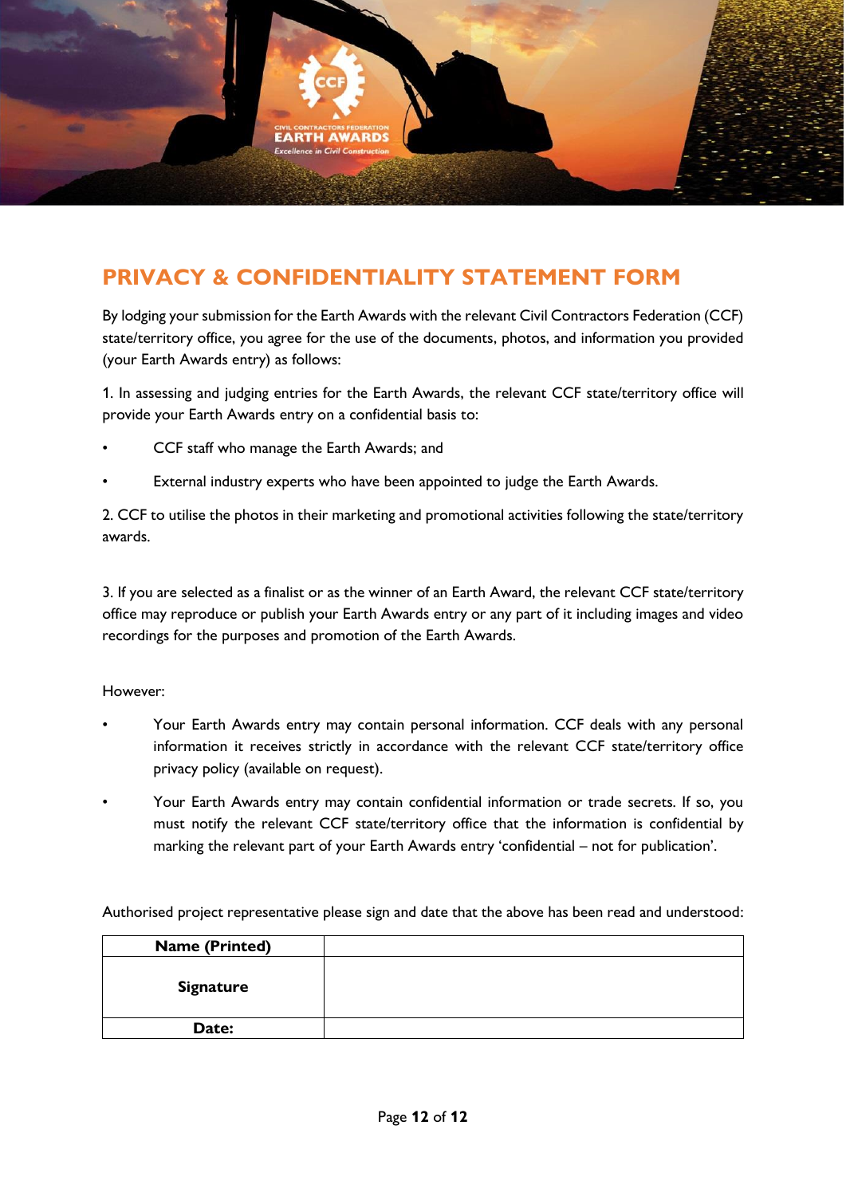## PRIVACY & CONFIDENTIALITY STATEMENT FORM

By lodging your submission for the Earth Awards with the relevant Civil Contractors Federation (CCF) state/territory office, you agree for the use of the documents, photos, and information you provided (your Earth Awards entry) as follows:

1. In assessing and judging entries for the Earth Awards, the relevant CCF state/territory office will provide your Earth Awards entry on a confidential basis to:

- CCF staff who manage the Earth Awards; and
- External industry experts who have been appointed to judge the Earth Awards.

2. CCF to utilise the photos in their marketing and promotional activities following the state/territory awards.

3. If you are selected as a finalist or as the winner of an Earth Award, the relevant CCF state/territory office may reproduce or publish your Earth Awards entry or any part of it including images and video recordings for the purposes and promotion of the Earth Awards.

However:

- Your Earth Awards entry may contain personal information. CCF deals with any personal information it receives strictly in accordance with the relevant CCF state/territory office privacy policy (available on request).
- Your Earth Awards entry may contain confidential information or trade secrets. If so, you must notify the relevant CCF state/territory office that the information is confidential by marking the relevant part of your Earth Awards entry 'confidential – not for publication'.

Authorised project representative please sign and date that the above has been read and understood:

| | |
|---|---|
| **Name (Printed)** | |
| **Signature** | |
| **Date:** | |